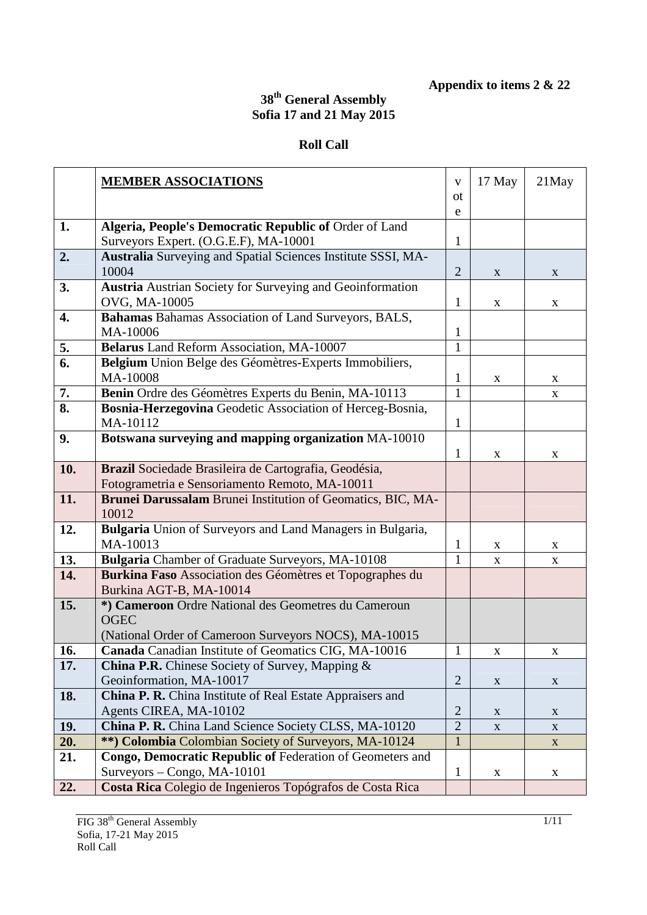**Appendix to items 2 & 22**

# 38th General Assembly
## Sofia 17 and 21 May 2015

## Roll Call

| | MEMBER ASSOCIATIONS | vote | 17 May | 21May |
|---|---|---|---|---|
| 1. | **Algeria, People's Democratic Republic of** Order of Land Surveyors Expert. (O.G.E.F), MA-10001 | 1 | | |
| 2. | **Australia** Surveying and Spatial Sciences Institute SSSI, MA-10004 | 2 | x | x |
| 3. | **Austria** Austrian Society for Surveying and Geoinformation OVG, MA-10005 | 1 | x | x |
| 4. | **Bahamas** Bahamas Association of Land Surveyors, BALS, MA-10006 | 1 | | |
| 5. | **Belarus** Land Reform Association, MA-10007 | 1 | | |
| 6. | **Belgium** Union Belge des Géomètres-Experts Immobiliers, MA-10008 | 1 | x | x |
| 7. | **Benin** Ordre des Géomètres Experts du Benin, MA-10113 | 1 | | x |
| 8. | **Bosnia-Herzegovina** Geodetic Association of Herceg-Bosnia, MA-10112 | 1 | | |
| 9. | **Botswana surveying and mapping organization** MA-10010 | 1 | x | x |
| 10. | **Brazil** Sociedade Brasileira de Cartografia, Geodésia, Fotogrametria e Sensoriamento Remoto, MA-10011 | | | |
| 11. | **Brunei Darussalam** Brunei Institution of Geomatics, BIC, MA-10012 | | | |
| 12. | **Bulgaria** Union of Surveyors and Land Managers in Bulgaria, MA-10013 | 1 | x | x |
| 13. | **Bulgaria** Chamber of Graduate Surveyors, MA-10108 | 1 | x | x |
| 14. | **Burkina Faso** Association des Géomètres et Topographes du Burkina AGT-B, MA-10014 | | | |
| 15. | ***) Cameroon** Ordre National des Geometres du Cameroun OGEC (National Order of Cameroon Surveyors NOCS), MA-10015 | | | |
| 16. | **Canada** Canadian Institute of Geomatics CIG, MA-10016 | 1 | x | x |
| 17. | **China P.R.** Chinese Society of Survey, Mapping & Geoinformation, MA-10017 | 2 | x | x |
| 18. | **China P. R.** China Institute of Real Estate Appraisers and Agents CIREA, MA-10102 | 2 | x | x |
| 19. | **China P. R.** China Land Science Society CLSS, MA-10120 | 2 | x | x |
| 20. | ****) Colombia** Colombian Society of Surveyors, MA-10124 | 1 | | x |
| 21. | **Congo, Democratic Republic of** Federation of Geometers and Surveyors – Congo, MA-10101 | 1 | x | x |
| 22. | **Costa Rica** Colegio de Ingenieros Topógrafos de Costa Rica | | | |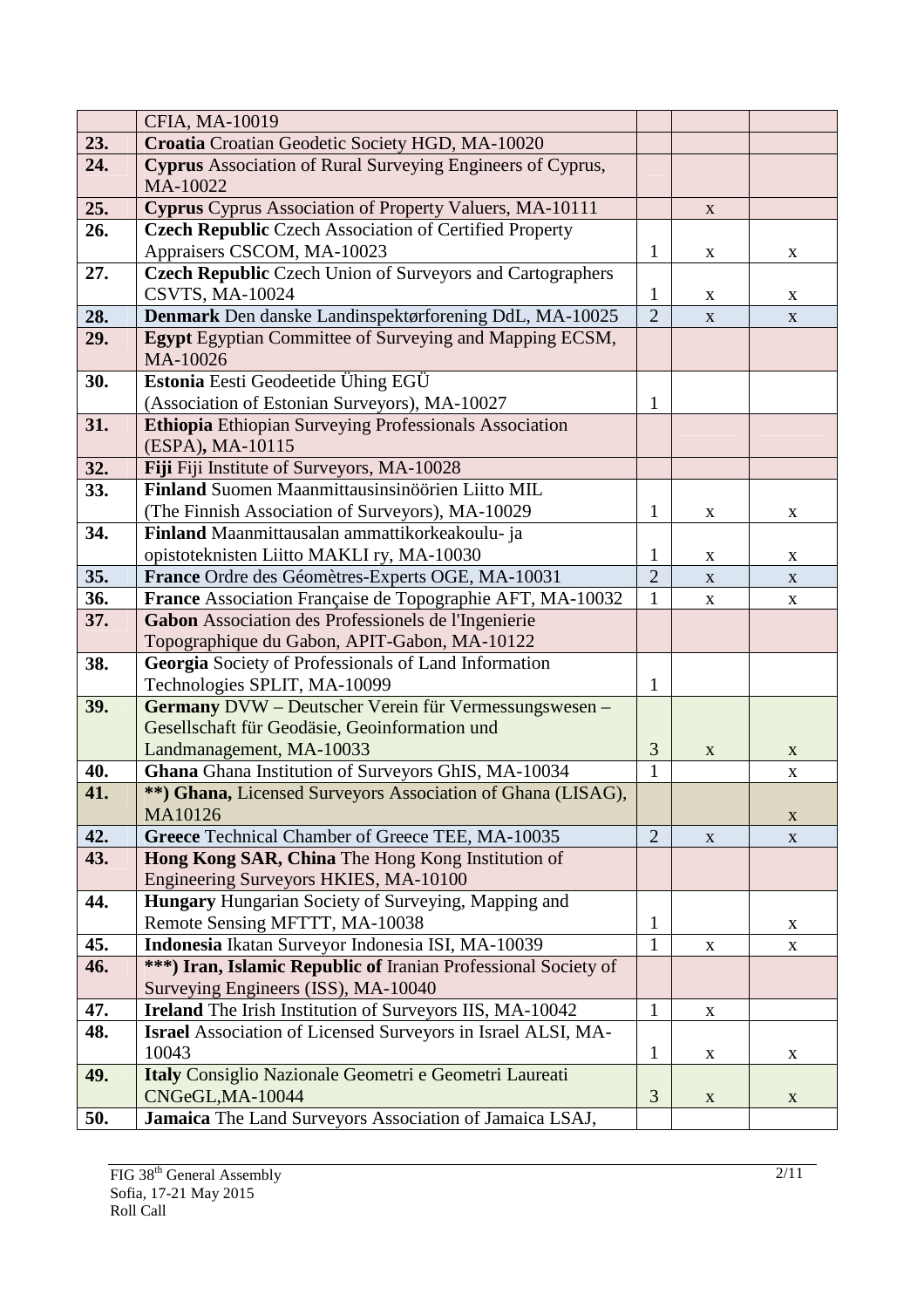| | | | | |
|---|---|---|---|---|
| | CFIA, MA-10019 | | | |
| **23.** | **Croatia** Croatian Geodetic Society HGD, MA-10020 | | | |
| **24.** | **Cyprus** Association of Rural Surveying Engineers of Cyprus, MA-10022 | | | |
| **25.** | **Cyprus** Cyprus Association of Property Valuers, MA-10111 | | x | |
| **26.** | **Czech Republic** Czech Association of Certified Property Appraisers CSCOM, MA-10023 | 1 | x | x |
| **27.** | **Czech Republic** Czech Union of Surveyors and Cartographers CSVTS, MA-10024 | 1 | x | x |
| **28.** | **Denmark** Den danske Landinspektørforening DdL, MA-10025 | 2 | x | x |
| **29.** | **Egypt** Egyptian Committee of Surveying and Mapping ECSM, MA-10026 | | | |
| **30.** | **Estonia** Eesti Geodeetide Ühing EGÜ (Association of Estonian Surveyors), MA-10027 | 1 | | |
| **31.** | **Ethiopia** Ethiopian Surveying Professionals Association (ESPA)**,** MA-10115 | | | |
| **32.** | **Fiji** Fiji Institute of Surveyors, MA-10028 | | | |
| **33.** | **Finland** Suomen Maanmittausinsinöörien Liitto MIL (The Finnish Association of Surveyors), MA-10029 | 1 | x | x |
| **34.** | **Finland** Maanmittausalan ammattikorkeakoulu- ja opistoteknisten Liitto MAKLI ry, MA-10030 | 1 | x | x |
| **35.** | **France** Ordre des Géomètres-Experts OGE, MA-10031 | 2 | x | x |
| **36.** | **France** Association Française de Topographie AFT, MA-10032 | 1 | x | x |
| **37.** | **Gabon** Association des Professionels de l'Ingenierie Topographique du Gabon, APIT-Gabon, MA-10122 | | | |
| **38.** | **Georgia** Society of Professionals of Land Information Technologies SPLIT, MA-10099 | 1 | | |
| **39.** | **Germany** DVW – Deutscher Verein für Vermessungswesen – Gesellschaft für Geodäsie, Geoinformation und Landmanagement, MA-10033 | 3 | x | x |
| **40.** | **Ghana** Ghana Institution of Surveyors GhIS, MA-10034 | 1 | | x |
| **41.** | **\*\*) Ghana,** Licensed Surveyors Association of Ghana (LISAG), MA10126 | | | x |
| **42.** | **Greece** Technical Chamber of Greece TEE, MA-10035 | 2 | x | x |
| **43.** | **Hong Kong SAR, China** The Hong Kong Institution of Engineering Surveyors HKIES, MA-10100 | | | |
| **44.** | **Hungary** Hungarian Society of Surveying, Mapping and Remote Sensing MFTTT, MA-10038 | 1 | | x |
| **45.** | **Indonesia** Ikatan Surveyor Indonesia ISI, MA-10039 | 1 | x | x |
| **46.** | **\*\*\*) Iran, Islamic Republic of** Iranian Professional Society of Surveying Engineers (ISS), MA-10040 | | | |
| **47.** | **Ireland** The Irish Institution of Surveyors IIS, MA-10042 | 1 | x | |
| **48.** | **Israel** Association of Licensed Surveyors in Israel ALSI, MA-10043 | 1 | x | x |
| **49.** | **Italy** Consiglio Nazionale Geometri e Geometri Laureati CNGeGL,MA-10044 | 3 | x | x |
| **50.** | **Jamaica** The Land Surveyors Association of Jamaica LSAJ, | | | |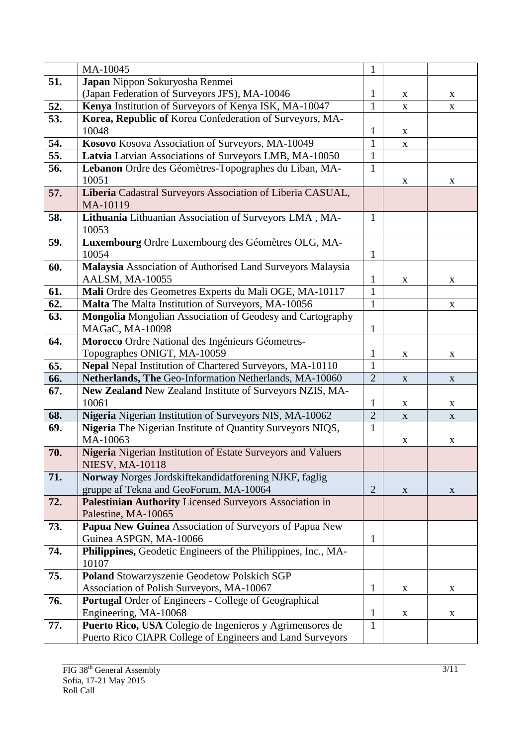| | | | | |
|---|---|---|---|---|
| | MA-10045 | 1 | | |
| **51.** | **Japan** Nippon Sokuryosha Renmei (Japan Federation of Surveyors JFS), MA-10046 | 1 | x | x |
| **52.** | **Kenya** Institution of Surveyors of Kenya ISK, MA-10047 | 1 | x | x |
| **53.** | **Korea, Republic of** Korea Confederation of Surveyors, MA-10048 | 1 | x | |
| **54.** | **Kosovo** Kosova Association of Surveyors, MA-10049 | 1 | x | |
| **55.** | **Latvia** Latvian Associations of Surveyors LMB, MA-10050 | 1 | | |
| **56.** | **Lebanon** Ordre des Géomètres-Topographes du Liban, MA-10051 | 1 | x | x |
| **57.** | **Liberia** Cadastral Surveyors Association of Liberia CASUAL, MA-10119 | | | |
| **58.** | **Lithuania** Lithuanian Association of Surveyors LMA , MA-10053 | 1 | | |
| **59.** | **Luxembourg** Ordre Luxembourg des Géomètres OLG, MA-10054 | 1 | | |
| **60.** | **Malaysia** Association of Authorised Land Surveyors Malaysia AALSM, MA-10055 | 1 | x | x |
| **61.** | **Mali** Ordre des Geometres Experts du Mali OGE, MA-10117 | 1 | | |
| **62.** | **Malta** The Malta Institution of Surveyors, MA-10056 | 1 | | x |
| **63.** | **Mongolia** Mongolian Association of Geodesy and Cartography MAGaC, MA-10098 | 1 | | |
| **64.** | **Morocco** Ordre National des Ingénieurs Géometres-Topographes ONIGT, MA-10059 | 1 | x | x |
| **65.** | **Nepal** Nepal Institution of Chartered Surveyors, MA-10110 | 1 | | |
| **66.** | **Netherlands, The** Geo-Information Netherlands, MA-10060 | 2 | x | x |
| **67.** | **New Zealand** New Zealand Institute of Surveyors NZIS, MA-10061 | 1 | x | x |
| **68.** | **Nigeria** Nigerian Institution of Surveyors NIS, MA-10062 | 2 | x | x |
| **69.** | **Nigeria** The Nigerian Institute of Quantity Surveyors NIQS, MA-10063 | 1 | x | x |
| **70.** | **Nigeria** Nigerian Institution of Estate Surveyors and Valuers NIESV, MA-10118 | | | |
| **71.** | **Norway** Norges Jordskiftekandidatforening NJKF, faglig gruppe af Tekna and GeoForum, MA-10064 | 2 | x | x |
| **72.** | **Palestinian Authority** Licensed Surveyors Association in Palestine, MA-10065 | | | |
| **73.** | **Papua New Guinea** Association of Surveyors of Papua New Guinea ASPGN, MA-10066 | 1 | | |
| **74.** | **Philippines,** Geodetic Engineers of the Philippines, Inc., MA-10107 | | | |
| **75.** | **Poland** Stowarzyszenie Geodetow Polskich SGP Association of Polish Surveyors, MA-10067 | 1 | x | x |
| **76.** | **Portugal** Order of Engineers - College of Geographical Engineering, MA-10068 | 1 | x | x |
| **77.** | **Puerto Rico, USA** Colegio de Ingenieros y Agrimensores de Puerto Rico CIAPR College of Engineers and Land Surveyors | 1 | | |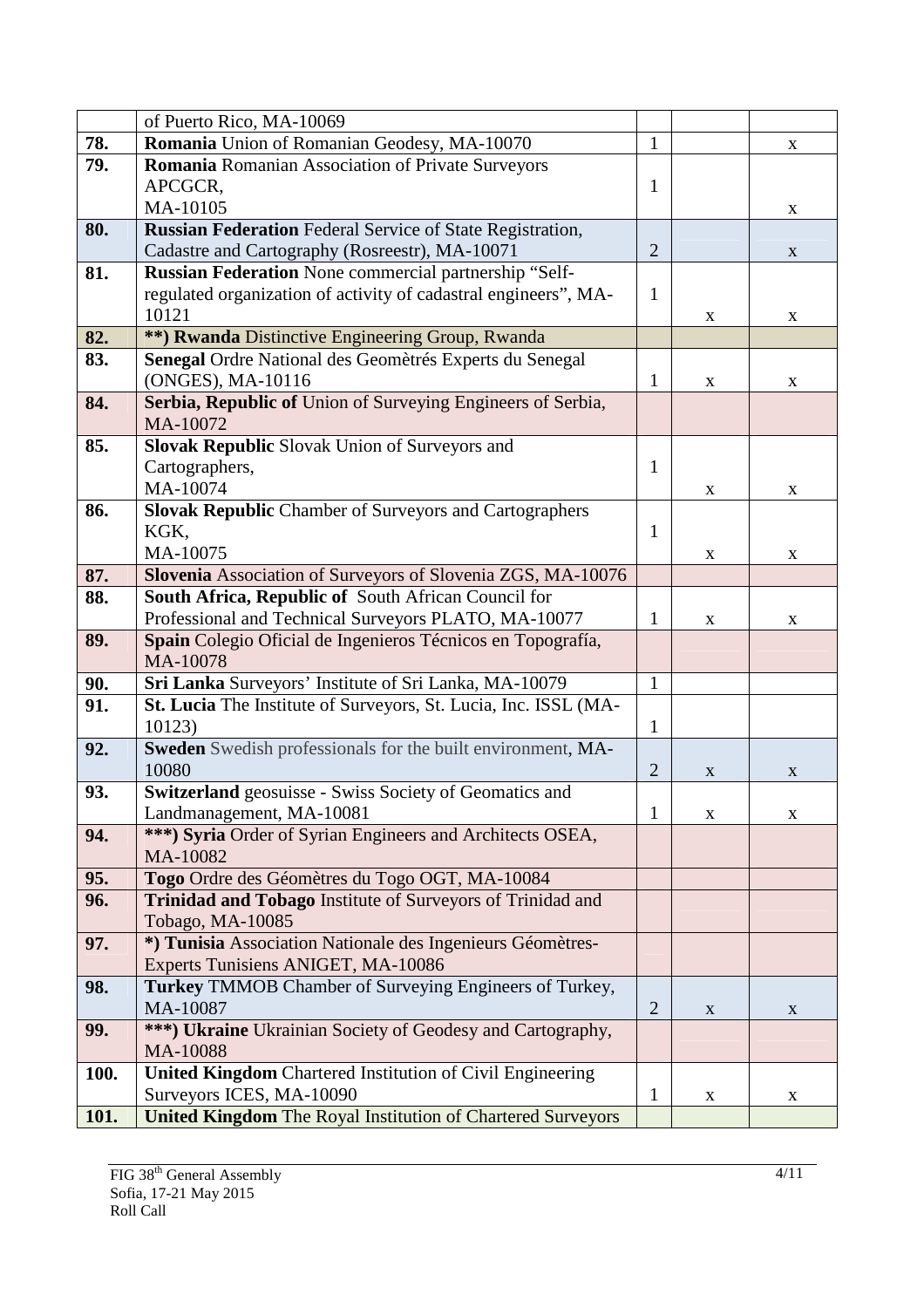| | | | | |
|---|---|---|---|---|
| | of Puerto Rico, MA-10069 | | | |
| **78.** | **Romania** Union of Romanian Geodesy, MA-10070 | 1 | | x |
| **79.** | **Romania** Romanian Association of Private Surveyors APCGCR, MA-10105 | 1 | | x |
| **80.** | **Russian Federation** Federal Service of State Registration, Cadastre and Cartography (Rosreestr), MA-10071 | 2 | | x |
| **81.** | **Russian Federation** None commercial partnership "Self-regulated organization of activity of cadastral engineers", MA-10121 | 1 | x | x |
| **82.** | **\*\*) Rwanda** Distinctive Engineering Group, Rwanda | | | |
| **83.** | **Senegal** Ordre National des Geomètrés Experts du Senegal (ONGES), MA-10116 | 1 | x | x |
| **84.** | **Serbia, Republic of** Union of Surveying Engineers of Serbia, MA-10072 | | | |
| **85.** | **Slovak Republic** Slovak Union of Surveyors and Cartographers, MA-10074 | 1 | x | x |
| **86.** | **Slovak Republic** Chamber of Surveyors and Cartographers KGK, MA-10075 | 1 | x | x |
| **87.** | **Slovenia** Association of Surveyors of Slovenia ZGS, MA-10076 | | | |
| **88.** | **South Africa, Republic of** South African Council for Professional and Technical Surveyors PLATO, MA-10077 | 1 | x | x |
| **89.** | **Spain** Colegio Oficial de Ingenieros Técnicos en Topografía, MA-10078 | | | |
| **90.** | **Sri Lanka** Surveyors' Institute of Sri Lanka, MA-10079 | 1 | | |
| **91.** | **St. Lucia** The Institute of Surveyors, St. Lucia, Inc. ISSL (MA-10123) | 1 | | |
| **92.** | **Sweden** Swedish professionals for the built environment, MA-10080 | 2 | x | x |
| **93.** | **Switzerland** geosuisse - Swiss Society of Geomatics and Landmanagement, MA-10081 | 1 | x | x |
| **94.** | **\*\*\*) Syria** Order of Syrian Engineers and Architects OSEA, MA-10082 | | | |
| **95.** | **Togo** Ordre des Géomètres du Togo OGT, MA-10084 | | | |
| **96.** | **Trinidad and Tobago** Institute of Surveyors of Trinidad and Tobago, MA-10085 | | | |
| **97.** | **\*) Tunisia** Association Nationale des Ingenieurs Géomètres-Experts Tunisiens ANIGET, MA-10086 | | | |
| **98.** | **Turkey** TMMOB Chamber of Surveying Engineers of Turkey, MA-10087 | 2 | x | x |
| **99.** | **\*\*\*) Ukraine** Ukrainian Society of Geodesy and Cartography, MA-10088 | | | |
| **100.** | **United Kingdom** Chartered Institution of Civil Engineering Surveyors ICES, MA-10090 | 1 | x | x |
| **101.** | **United Kingdom** The Royal Institution of Chartered Surveyors | | | |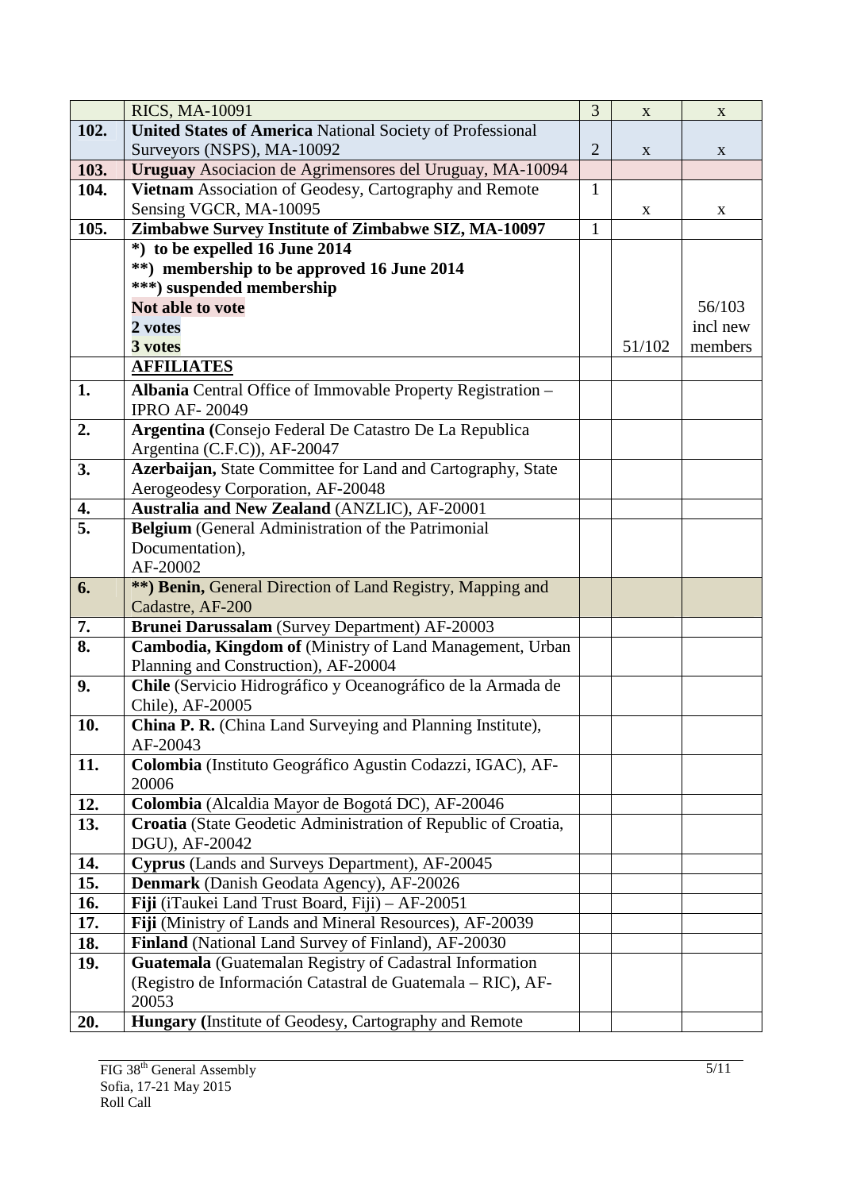| | | | | |
|---|---|---|---|---|
| | RICS, MA-10091 | 3 | x | x |
| **102.** | **United States of America** National Society of Professional Surveyors (NSPS), MA-10092 | 2 | x | x |
| **103.** | **Uruguay** Asociacion de Agrimensores del Uruguay, MA-10094 | | | |
| **104.** | **Vietnam** Association of Geodesy, Cartography and Remote Sensing VGCR, MA-10095 | 1 | x | x |
| **105.** | **Zimbabwe Survey Institute of Zimbabwe SIZ, MA-10097** | 1 | | |
| | ***) to be expelled 16 June 2014**<br>****) membership to be approved 16 June 2014**<br>*****) suspended membership**<br>**Not able to vote**<br>**2 votes**<br>**3 votes** | | 51/102 | 56/103 incl new members |
| | **AFFILIATES** | | | |
| **1.** | **Albania** Central Office of Immovable Property Registration – IPRO AF- 20049 | | | |
| **2.** | **Argentina (**Consejo Federal De Catastro De La Republica Argentina (C.F.C)), AF-20047 | | | |
| **3.** | **Azerbaijan,** State Committee for Land and Cartography, State Aerogeodesy Corporation, AF-20048 | | | |
| **4.** | **Australia and New Zealand** (ANZLIC), AF-20001 | | | |
| **5.** | **Belgium** (General Administration of the Patrimonial Documentation), AF-20002 | | | |
| **6.** | ****) Benin,** General Direction of Land Registry, Mapping and Cadastre, AF-200 | | | |
| **7.** | **Brunei Darussalam** (Survey Department) AF-20003 | | | |
| **8.** | **Cambodia, Kingdom of** (Ministry of Land Management, Urban Planning and Construction), AF-20004 | | | |
| **9.** | **Chile** (Servicio Hidrográfico y Oceanográfico de la Armada de Chile), AF-20005 | | | |
| **10.** | **China P. R.** (China Land Surveying and Planning Institute), AF-20043 | | | |
| **11.** | **Colombia** (Instituto Geográfico Agustin Codazzi, IGAC), AF-20006 | | | |
| **12.** | **Colombia** (Alcaldia Mayor de Bogotá DC), AF-20046 | | | |
| **13.** | **Croatia** (State Geodetic Administration of Republic of Croatia, DGU), AF-20042 | | | |
| **14.** | **Cyprus** (Lands and Surveys Department), AF-20045 | | | |
| **15.** | **Denmark** (Danish Geodata Agency), AF-20026 | | | |
| **16.** | **Fiji** (iTaukei Land Trust Board, Fiji) – AF-20051 | | | |
| **17.** | **Fiji** (Ministry of Lands and Mineral Resources), AF-20039 | | | |
| **18.** | **Finland** (National Land Survey of Finland), AF-20030 | | | |
| **19.** | **Guatemala** (Guatemalan Registry of Cadastral Information (Registro de Información Catastral de Guatemala – RIC), AF-20053 | | | |
| **20.** | **Hungary (**Institute of Geodesy, Cartography and Remote | | | |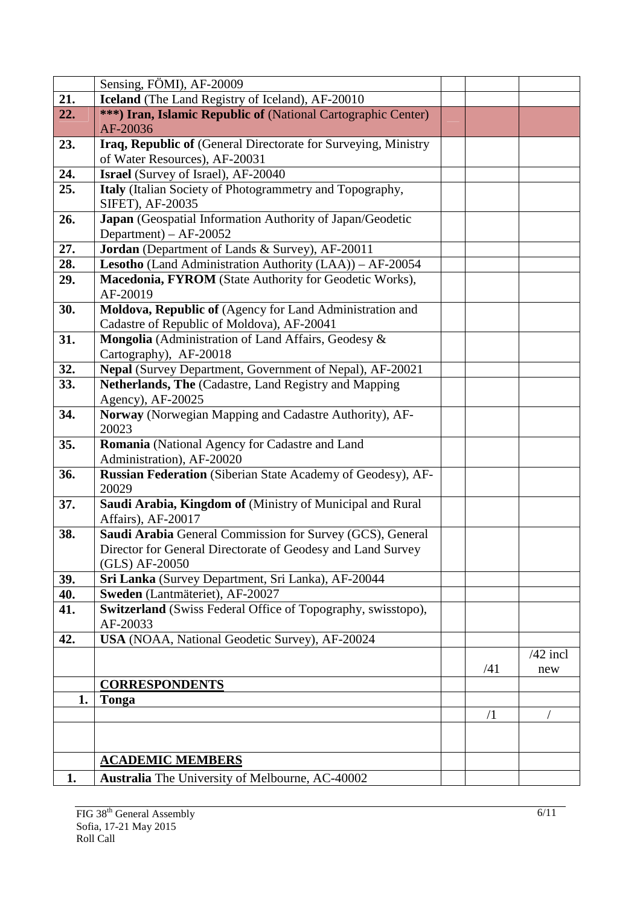| | | | | |
|---|---|---|---|---|
| | Sensing, FÖMI), AF-20009 | | | |
| **21.** | **Iceland** (The Land Registry of Iceland), AF-20010 | | | |
| **22.** | **\*\*\*) Iran, Islamic Republic of (National Cartographic Center)** AF-20036 | | | |
| **23.** | **Iraq, Republic of** (General Directorate for Surveying, Ministry of Water Resources), AF-20031 | | | |
| **24.** | **Israel** (Survey of Israel), AF-20040 | | | |
| **25.** | **Italy** (Italian Society of Photogrammetry and Topography, SIFET), AF-20035 | | | |
| **26.** | **Japan** (Geospatial Information Authority of Japan/Geodetic Department) – AF-20052 | | | |
| **27.** | **Jordan** (Department of Lands & Survey), AF-20011 | | | |
| **28.** | **Lesotho** (Land Administration Authority (LAA)) – AF-20054 | | | |
| **29.** | **Macedonia, FYROM** (State Authority for Geodetic Works), AF-20019 | | | |
| **30.** | **Moldova, Republic of** (Agency for Land Administration and Cadastre of Republic of Moldova), AF-20041 | | | |
| **31.** | **Mongolia** (Administration of Land Affairs, Geodesy & Cartography), AF-20018 | | | |
| **32.** | **Nepal** (Survey Department, Government of Nepal), AF-20021 | | | |
| **33.** | **Netherlands, The** (Cadastre, Land Registry and Mapping Agency), AF-20025 | | | |
| **34.** | **Norway** (Norwegian Mapping and Cadastre Authority), AF-20023 | | | |
| **35.** | **Romania** (National Agency for Cadastre and Land Administration), AF-20020 | | | |
| **36.** | **Russian Federation** (Siberian State Academy of Geodesy), AF-20029 | | | |
| **37.** | **Saudi Arabia, Kingdom of** (Ministry of Municipal and Rural Affairs), AF-20017 | | | |
| **38.** | **Saudi Arabia** General Commission for Survey (GCS), General Director for General Directorate of Geodesy and Land Survey (GLS) AF-20050 | | | |
| **39.** | **Sri Lanka** (Survey Department, Sri Lanka), AF-20044 | | | |
| **40.** | **Sweden** (Lantmäteriet), AF-20027 | | | |
| **41.** | **Switzerland** (Swiss Federal Office of Topography, swisstopo), AF-20033 | | | |
| **42.** | **USA** (NOAA, National Geodetic Survey), AF-20024 | | | |
| | | | /41 | /42 incl new |
| | **CORRESPONDENTS** | | | |
| **1.** | **Tonga** | | | |
| | | | /1 | / |
| | | | | |
| | **ACADEMIC MEMBERS** | | | |
| **1.** | **Australia** The University of Melbourne, AC-40002 | | | |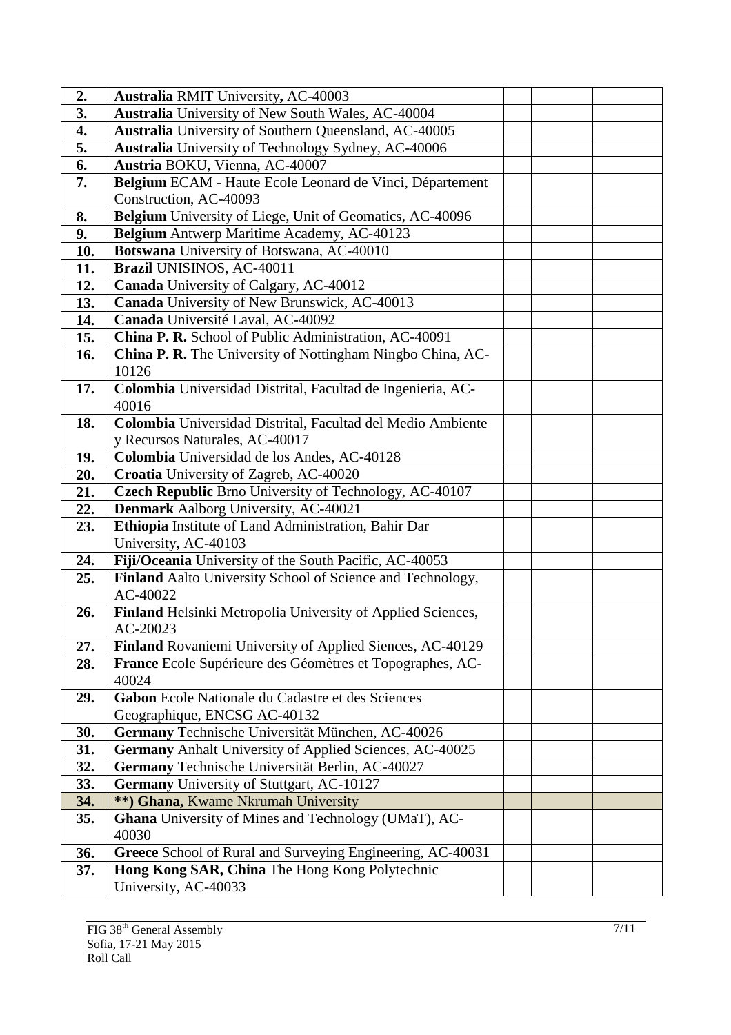| | | | | |
|---|---|---|---|---|
| **2.** | **Australia** RMIT University**,** AC-40003 | | | |
| **3.** | **Australia** University of New South Wales, AC-40004 | | | |
| **4.** | **Australia** University of Southern Queensland, AC-40005 | | | |
| **5.** | **Australia** University of Technology Sydney, AC-40006 | | | |
| **6.** | **Austria** BOKU, Vienna, AC-40007 | | | |
| **7.** | **Belgium** ECAM - Haute Ecole Leonard de Vinci, Département Construction, AC-40093 | | | |
| **8.** | **Belgium** University of Liege, Unit of Geomatics, AC-40096 | | | |
| **9.** | **Belgium** Antwerp Maritime Academy, AC-40123 | | | |
| **10.** | **Botswana** University of Botswana, AC-40010 | | | |
| **11.** | **Brazil** UNISINOS, AC-40011 | | | |
| **12.** | **Canada** University of Calgary, AC-40012 | | | |
| **13.** | **Canada** University of New Brunswick, AC-40013 | | | |
| **14.** | **Canada** Université Laval, AC-40092 | | | |
| **15.** | **China P. R.** School of Public Administration, AC-40091 | | | |
| **16.** | **China P. R.** The University of Nottingham Ningbo China, AC-10126 | | | |
| **17.** | **Colombia** Universidad Distrital, Facultad de Ingenieria, AC-40016 | | | |
| **18.** | **Colombia** Universidad Distrital, Facultad del Medio Ambiente y Recursos Naturales, AC-40017 | | | |
| **19.** | **Colombia** Universidad de los Andes, AC-40128 | | | |
| **20.** | **Croatia** University of Zagreb, AC-40020 | | | |
| **21.** | **Czech Republic** Brno University of Technology, AC-40107 | | | |
| **22.** | **Denmark** Aalborg University, AC-40021 | | | |
| **23.** | **Ethiopia** Institute of Land Administration, Bahir Dar University, AC-40103 | | | |
| **24.** | **Fiji/Oceania** University of the South Pacific, AC-40053 | | | |
| **25.** | **Finland** Aalto University School of Science and Technology, AC-40022 | | | |
| **26.** | **Finland** Helsinki Metropolia University of Applied Sciences, AC-20023 | | | |
| **27.** | **Finland** Rovaniemi University of Applied Siences, AC-40129 | | | |
| **28.** | **France** Ecole Supérieure des Géomètres et Topographes, AC-40024 | | | |
| **29.** | **Gabon** Ecole Nationale du Cadastre et des Sciences Geographique, ENCSG AC-40132 | | | |
| **30.** | **Germany** Technische Universität München, AC-40026 | | | |
| **31.** | **Germany** Anhalt University of Applied Sciences, AC-40025 | | | |
| **32.** | **Germany** Technische Universität Berlin, AC-40027 | | | |
| **33.** | **Germany** University of Stuttgart, AC-10127 | | | |
| **34.** | **\*\*) Ghana,** Kwame Nkrumah University | | | |
| **35.** | **Ghana** University of Mines and Technology (UMaT), AC-40030 | | | |
| **36.** | **Greece** School of Rural and Surveying Engineering, AC-40031 | | | |
| **37.** | **Hong Kong SAR, China** The Hong Kong Polytechnic University, AC-40033 | | | |

FIG 38[th] General Assembly
Sofia, 17-21 May 2015
Roll Call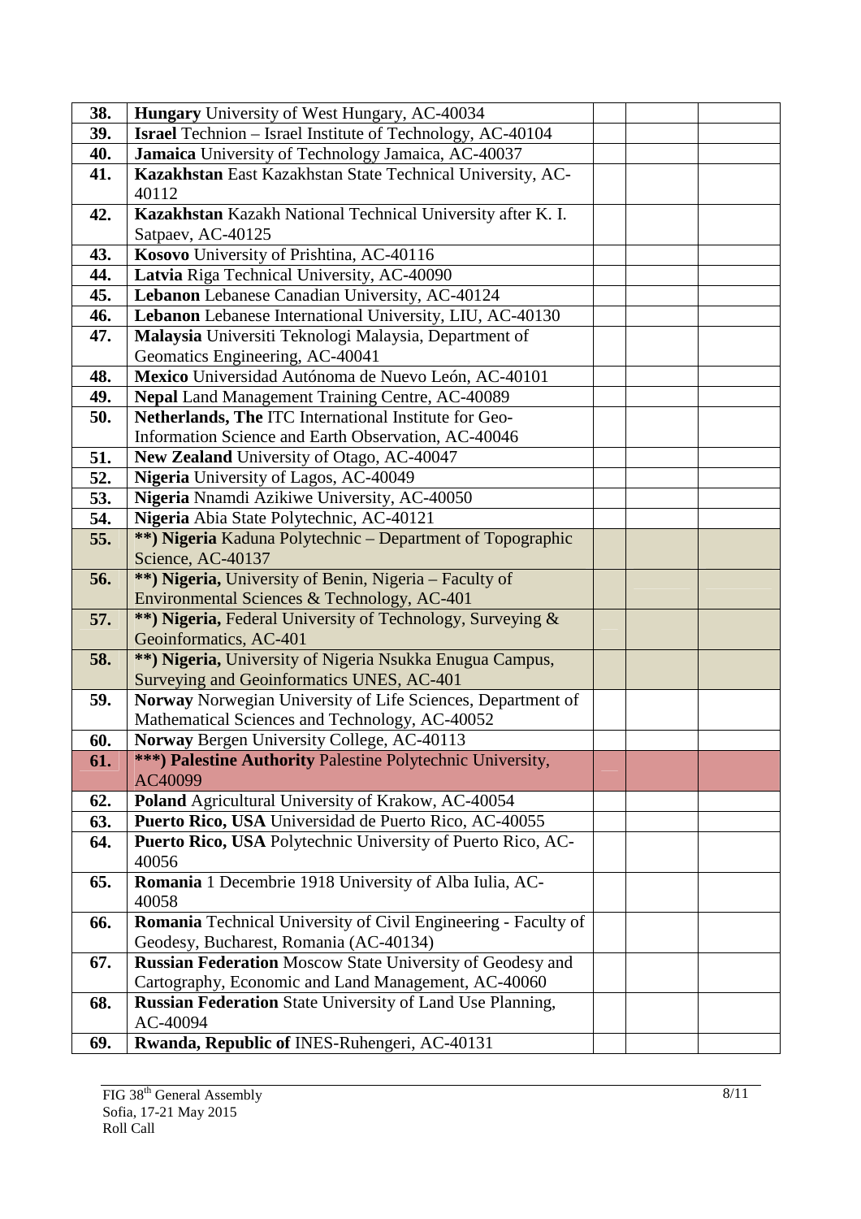| | | | | |
|---|---|---|---|---|
| 38. | **Hungary** University of West Hungary, AC-40034 | | | |
| 39. | **Israel** Technion – Israel Institute of Technology, AC-40104 | | | |
| 40. | **Jamaica** University of Technology Jamaica, AC-40037 | | | |
| 41. | **Kazakhstan** East Kazakhstan State Technical University, AC-40112 | | | |
| 42. | **Kazakhstan** Kazakh National Technical University after K. I. Satpaev, AC-40125 | | | |
| 43. | **Kosovo** University of Prishtina, AC-40116 | | | |
| 44. | **Latvia** Riga Technical University, AC-40090 | | | |
| 45. | **Lebanon** Lebanese Canadian University, AC-40124 | | | |
| 46. | **Lebanon** Lebanese International University, LIU, AC-40130 | | | |
| 47. | **Malaysia** Universiti Teknologi Malaysia, Department of Geomatics Engineering, AC-40041 | | | |
| 48. | **Mexico** Universidad Autónoma de Nuevo León, AC-40101 | | | |
| 49. | **Nepal** Land Management Training Centre, AC-40089 | | | |
| 50. | **Netherlands, The** ITC International Institute for Geo-Information Science and Earth Observation, AC-40046 | | | |
| 51. | **New Zealand** University of Otago, AC-40047 | | | |
| 52. | **Nigeria** University of Lagos, AC-40049 | | | |
| 53. | **Nigeria** Nnamdi Azikiwe University, AC-40050 | | | |
| 54. | **Nigeria** Abia State Polytechnic, AC-40121 | | | |
| 55. | **\*\*) Nigeria** Kaduna Polytechnic – Department of Topographic Science, AC-40137 | | | |
| 56. | **\*\*) Nigeria,** University of Benin, Nigeria – Faculty of Environmental Sciences & Technology, AC-401 | | | |
| 57. | **\*\*) Nigeria,** Federal University of Technology, Surveying & Geoinformatics, AC-401 | | | |
| 58. | **\*\*) Nigeria,** University of Nigeria Nsukka Enugu Campus, Surveying and Geoinformatics UNES, AC-401 | | | |
| 59. | **Norway** Norwegian University of Life Sciences, Department of Mathematical Sciences and Technology, AC-40052 | | | |
| 60. | **Norway** Bergen University College, AC-40113 | | | |
| 61. | **\*\*\*) Palestine Authority** Palestine Polytechnic University, AC40099 | | | |
| 62. | **Poland** Agricultural University of Krakow, AC-40054 | | | |
| 63. | **Puerto Rico, USA** Universidad de Puerto Rico, AC-40055 | | | |
| 64. | **Puerto Rico, USA** Polytechnic University of Puerto Rico, AC-40056 | | | |
| 65. | **Romania** 1 Decembrie 1918 University of Alba Iulia, AC-40058 | | | |
| 66. | **Romania** Technical University of Civil Engineering - Faculty of Geodesy, Bucharest, Romania (AC-40134) | | | |
| 67. | **Russian Federation** Moscow State University of Geodesy and Cartography, Economic and Land Management, AC-40060 | | | |
| 68. | **Russian Federation** State University of Land Use Planning, AC-40094 | | | |
| 69. | **Rwanda, Republic of** INES-Ruhengeri, AC-40131 | | | |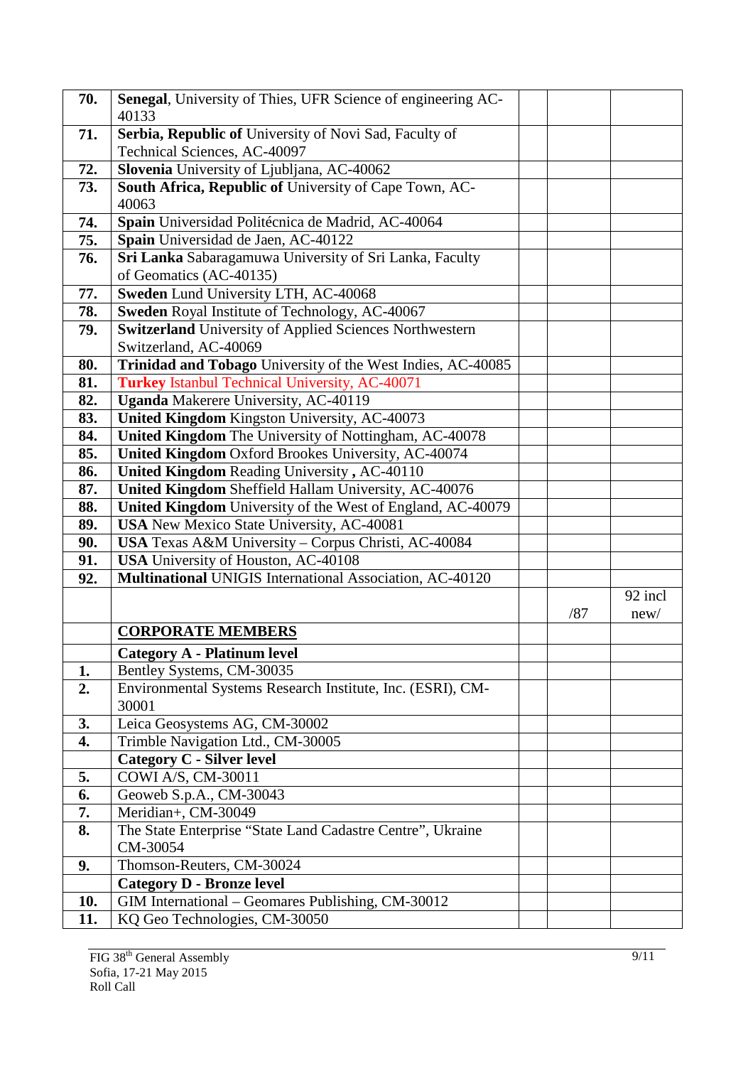| | | | | |
|---|---|---|---|---|
| **70.** | **Senegal**, University of Thies, UFR Science of engineering AC-40133 | | | |
| **71.** | **Serbia, Republic of** University of Novi Sad, Faculty of Technical Sciences, AC-40097 | | | |
| **72.** | **Slovenia** University of Ljubljana, AC-40062 | | | |
| **73.** | **South Africa, Republic of** University of Cape Town, AC-40063 | | | |
| **74.** | **Spain** Universidad Politécnica de Madrid, AC-40064 | | | |
| **75.** | **Spain** Universidad de Jaen, AC-40122 | | | |
| **76.** | **Sri Lanka** Sabaragamuwa University of Sri Lanka, Faculty of Geomatics (AC-40135) | | | |
| **77.** | **Sweden** Lund University LTH, AC-40068 | | | |
| **78.** | **Sweden** Royal Institute of Technology, AC-40067 | | | |
| **79.** | **Switzerland** University of Applied Sciences Northwestern Switzerland, AC-40069 | | | |
| **80.** | **Trinidad and Tobago** University of the West Indies, AC-40085 | | | |
| **81.** | **Turkey** Istanbul Technical University, AC-40071 | | | |
| **82.** | **Uganda** Makerere University, AC-40119 | | | |
| **83.** | **United Kingdom** Kingston University, AC-40073 | | | |
| **84.** | **United Kingdom** The University of Nottingham, AC-40078 | | | |
| **85.** | **United Kingdom** Oxford Brookes University, AC-40074 | | | |
| **86.** | **United Kingdom** Reading University **,** AC-40110 | | | |
| **87.** | **United Kingdom** Sheffield Hallam University, AC-40076 | | | |
| **88.** | **United Kingdom** University of the West of England, AC-40079 | | | |
| **89.** | **USA** New Mexico State University, AC-40081 | | | |
| **90.** | **USA** Texas A&M University – Corpus Christi, AC-40084 | | | |
| **91.** | **USA** University of Houston, AC-40108 | | | |
| **92.** | **Multinational** UNIGIS International Association, AC-40120 | | | |
| | | | /87 | 92 incl new/ |
| | **CORPORATE MEMBERS** | | | |
| | **Category A - Platinum level** | | | |
| **1.** | Bentley Systems, CM-30035 | | | |
| **2.** | Environmental Systems Research Institute, Inc. (ESRI), CM-30001 | | | |
| **3.** | Leica Geosystems AG, CM-30002 | | | |
| **4.** | Trimble Navigation Ltd., CM-30005 | | | |
| | **Category C - Silver level** | | | |
| **5.** | COWI A/S, CM-30011 | | | |
| **6.** | Geoweb S.p.A., CM-30043 | | | |
| **7.** | Meridian+, CM-30049 | | | |
| **8.** | The State Enterprise “State Land Cadastre Centre”, Ukraine CM-30054 | | | |
| **9.** | Thomson-Reuters, CM-30024 | | | |
| | **Category D - Bronze level** | | | |
| **10.** | GIM International – Geomares Publishing, CM-30012 | | | |
| **11.** | KQ Geo Technologies, CM-30050 | | | |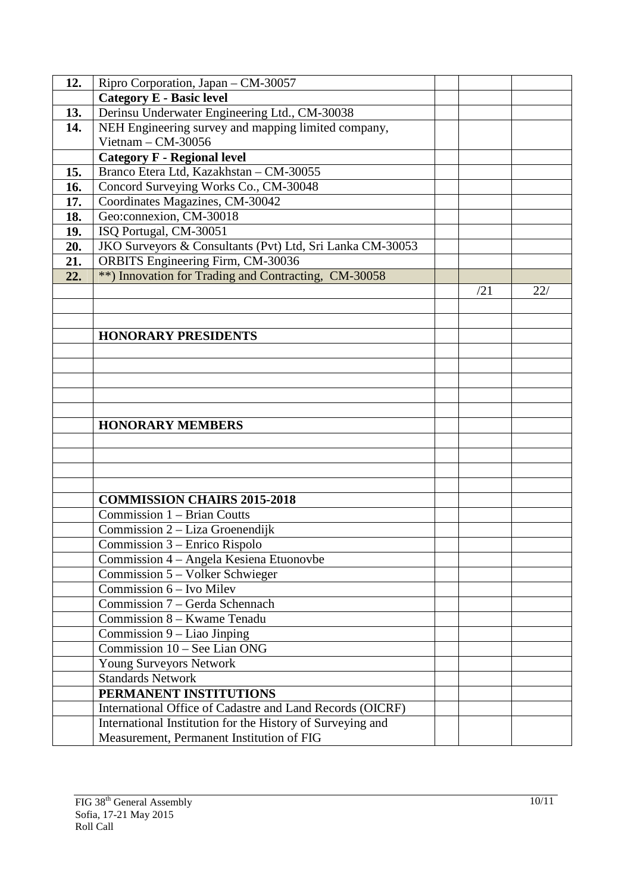| | | | | |
|---|---|---|---|---|
| **12.** | Ripro Corporation, Japan – CM-30057 | | | |
| | **Category E - Basic level** | | | |
| **13.** | Derinsu Underwater Engineering Ltd., CM-30038 | | | |
| **14.** | NEH Engineering survey and mapping limited company, Vietnam – CM-30056 | | | |
| | **Category F - Regional level** | | | |
| **15.** | Branco Etera Ltd, Kazakhstan – CM-30055 | | | |
| **16.** | Concord Surveying Works Co., CM-30048 | | | |
| **17.** | Coordinates Magazines, CM-30042 | | | |
| **18.** | Geo:connexion, CM-30018 | | | |
| **19.** | ISQ Portugal, CM-30051 | | | |
| **20.** | JKO Surveyors & Consultants (Pvt) Ltd, Sri Lanka CM-30053 | | | |
| **21.** | ORBITS Engineering Firm, CM-30036 | | | |
| **22.** | **) Innovation for Trading and Contracting, CM-30058 | | | |
| | | | /21 | 22/ |
| | | | | |
| | | | | |
| | **HONORARY PRESIDENTS** | | | |
| | | | | |
| | | | | |
| | | | | |
| | | | | |
| | | | | |
| | **HONORARY MEMBERS** | | | |
| | | | | |
| | | | | |
| | | | | |
| | | | | |
| | **COMMISSION CHAIRS 2015-2018** | | | |
| | Commission 1 – Brian Coutts | | | |
| | Commission 2 – Liza Groenendijk | | | |
| | Commission 3 – Enrico Rispolo | | | |
| | Commission 4 – Angela Kesiena Etuonovbe | | | |
| | Commission 5 – Volker Schwieger | | | |
| | Commission 6 – Ivo Milev | | | |
| | Commission 7 – Gerda Schennach | | | |
| | Commission 8 – Kwame Tenadu | | | |
| | Commission 9 – Liao Jinping | | | |
| | Commission 10 – See Lian ONG | | | |
| | Young Surveyors Network | | | |
| | Standards Network | | | |
| | **PERMANENT INSTITUTIONS** | | | |
| | International Office of Cadastre and Land Records (OICRF) | | | |
| | International Institution for the History of Surveying and Measurement, Permanent Institution of FIG | | | |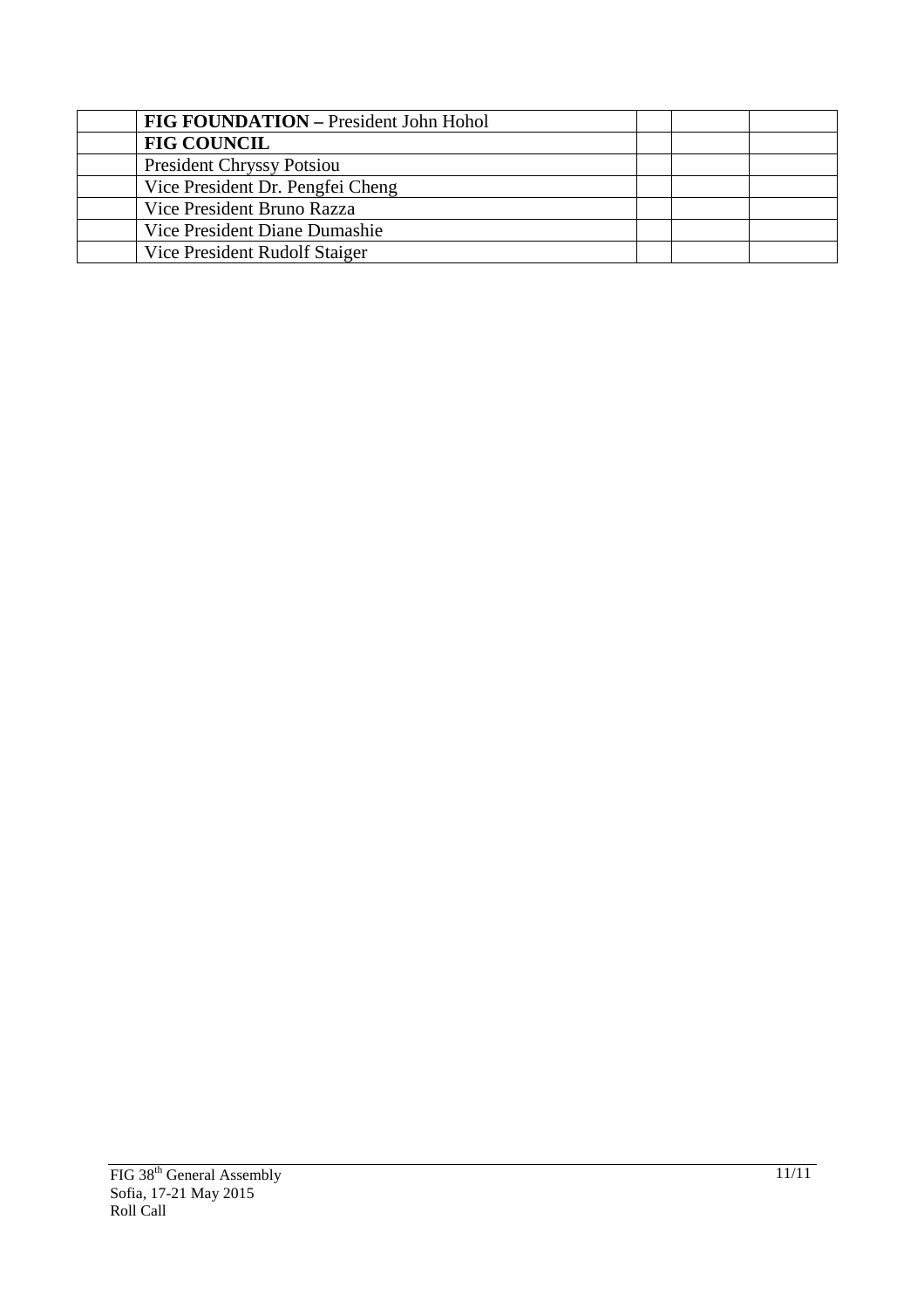| | | | | |
|---|---|---|---|---|
| | **FIG FOUNDATION –** President John Hohol | | | |
| | **FIG COUNCIL** | | | |
| | President Chryssy Potsiou | | | |
| | Vice President Dr. Pengfei Cheng | | | |
| | Vice President Bruno Razza | | | |
| | Vice President Diane Dumashie | | | |
| | Vice President Rudolf Staiger | | | |